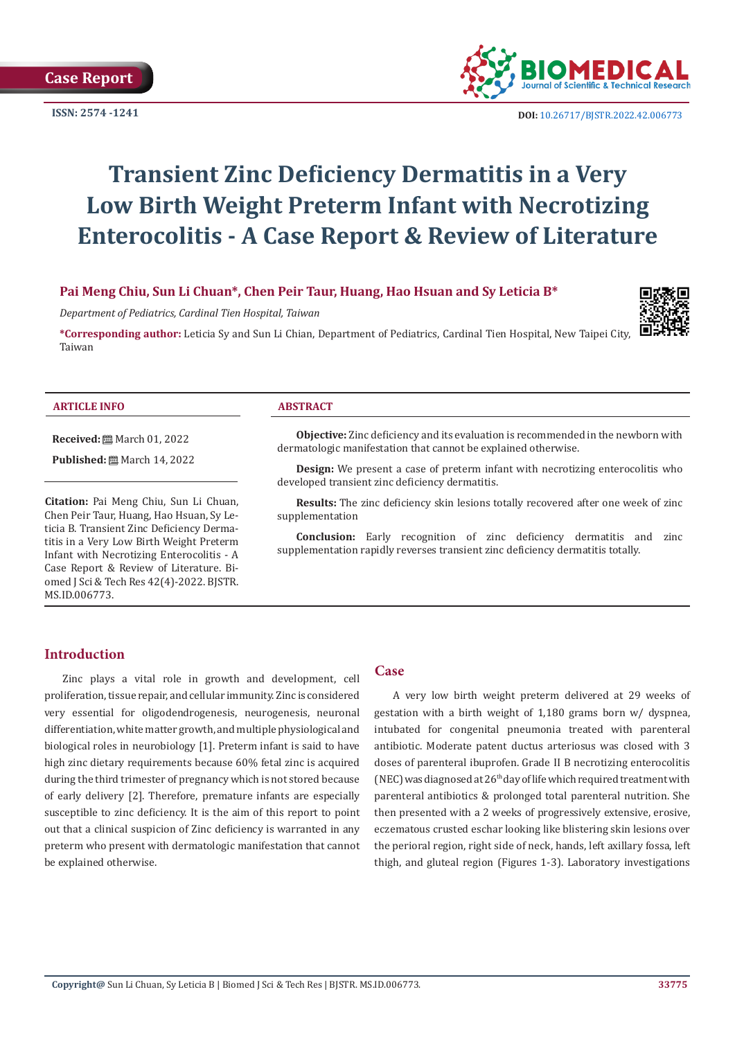Case Report

ISSN: 2574 -1241

DOI: 10.26717/BJSTR.2022.42.006773

# Transient Zinc Deficiency Dermatitis in a Very Low Birth Weight Preterm Infant with Necrotizing Enterocolitis - A Case Report & Review of Literature

**Pai Meng Chiu, Sun Li Chuan*, Chen Peir Taur, Huang, Hao Hsuan and Sy Leticia B***

*Department of Pediatrics, Cardinal Tien Hospital, Taiwan*

***Corresponding author:** Leticia Sy and Sun Li Chian, Department of Pediatrics, Cardinal Tien Hospital, New Taipei City, Taiwan

### ARTICLE INFO

**Received:** March 01, 2022

**Published:** March 14, 2022

**Citation:** Pai Meng Chiu, Sun Li Chuan, Chen Peir Taur, Huang, Hao Hsuan, Sy Leticia B. Transient Zinc Deficiency Dermatitis in a Very Low Birth Weight Preterm Infant with Necrotizing Enterocolitis - A Case Report & Review of Literature. Biomed J Sci & Tech Res 42(4)-2022. BJSTR. MS.ID.006773.

### ABSTRACT

**Objective:** Zinc deficiency and its evaluation is recommended in the newborn with dermatologic manifestation that cannot be explained otherwise.

**Design:** We present a case of preterm infant with necrotizing enterocolitis who developed transient zinc deficiency dermatitis.

**Results:** The zinc deficiency skin lesions totally recovered after one week of zinc supplementation

**Conclusion:** Early recognition of zinc deficiency dermatitis and zinc supplementation rapidly reverses transient zinc deficiency dermatitis totally.

## Introduction

Zinc plays a vital role in growth and development, cell proliferation, tissue repair, and cellular immunity. Zinc is considered very essential for oligodendrogenesis, neurogenesis, neuronal differentiation, white matter growth, and multiple physiological and biological roles in neurobiology [1]. Preterm infant is said to have high zinc dietary requirements because 60% fetal zinc is acquired during the third trimester of pregnancy which is not stored because of early delivery [2]. Therefore, premature infants are especially susceptible to zinc deficiency. It is the aim of this report to point out that a clinical suspicion of Zinc deficiency is warranted in any preterm who present with dermatologic manifestation that cannot be explained otherwise.

## Case

A very low birth weight preterm delivered at 29 weeks of gestation with a birth weight of 1,180 grams born w/ dyspnea, intubated for congenital pneumonia treated with parenteral antibiotic. Moderate patent ductus arteriosus was closed with 3 doses of parenteral ibuprofen. Grade II B necrotizing enterocolitis (NEC) was diagnosed at 26th day of life which required treatment with parenteral antibiotics & prolonged total parenteral nutrition. She then presented with a 2 weeks of progressively extensive, erosive, eczematous crusted eschar looking like blistering skin lesions over the perioral region, right side of neck, hands, left axillary fossa, left thigh, and gluteal region (Figures 1-3). Laboratory investigations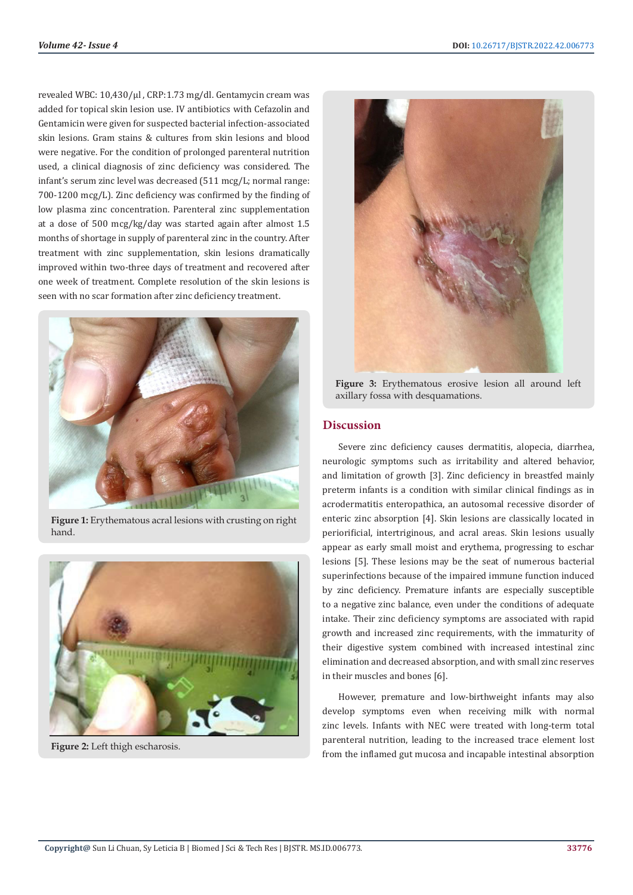revealed WBC: 10,430/µl, CRP:1.73 mg/dl. Gentamycin cream was added for topical skin lesion use. IV antibiotics with Cefazolin and Gentamicin were given for suspected bacterial infection-associated skin lesions. Gram stains & cultures from skin lesions and blood were negative. For the condition of prolonged parenteral nutrition used, a clinical diagnosis of zinc deficiency was considered. The infant's serum zinc level was decreased (511 mcg/L; normal range: 700-1200 mcg/L). Zinc deficiency was confirmed by the finding of low plasma zinc concentration. Parenteral zinc supplementation at a dose of 500 mcg/kg/day was started again after almost 1.5 months of shortage in supply of parenteral zinc in the country. After treatment with zinc supplementation, skin lesions dramatically improved within two-three days of treatment and recovered after one week of treatment. Complete resolution of the skin lesions is seen with no scar formation after zinc deficiency treatment.

**Figure 1:** Erythematous acral lesions with crusting on right hand.

**Figure 2:** Left thigh escharosis.

**Figure 3:** Erythematous erosive lesion all around left axillary fossa with desquamations.

## Discussion

Severe zinc deficiency causes dermatitis, alopecia, diarrhea, neurologic symptoms such as irritability and altered behavior, and limitation of growth [3]. Zinc deficiency in breastfed mainly preterm infants is a condition with similar clinical findings as in acrodermatitis enteropathica, an autosomal recessive disorder of enteric zinc absorption [4]. Skin lesions are classically located in periorificial, intertriginous, and acral areas. Skin lesions usually appear as early small moist and erythema, progressing to eschar lesions [5]. These lesions may be the seat of numerous bacterial superinfections because of the impaired immune function induced by zinc deficiency. Premature infants are especially susceptible to a negative zinc balance, even under the conditions of adequate intake. Their zinc deficiency symptoms are associated with rapid growth and increased zinc requirements, with the immaturity of their digestive system combined with increased intestinal zinc elimination and decreased absorption, and with small zinc reserves in their muscles and bones [6].

However, premature and low-birthweight infants may also develop symptoms even when receiving milk with normal zinc levels. Infants with NEC were treated with long-term total parenteral nutrition, leading to the increased trace element lost from the inflamed gut mucosa and incapable intestinal absorption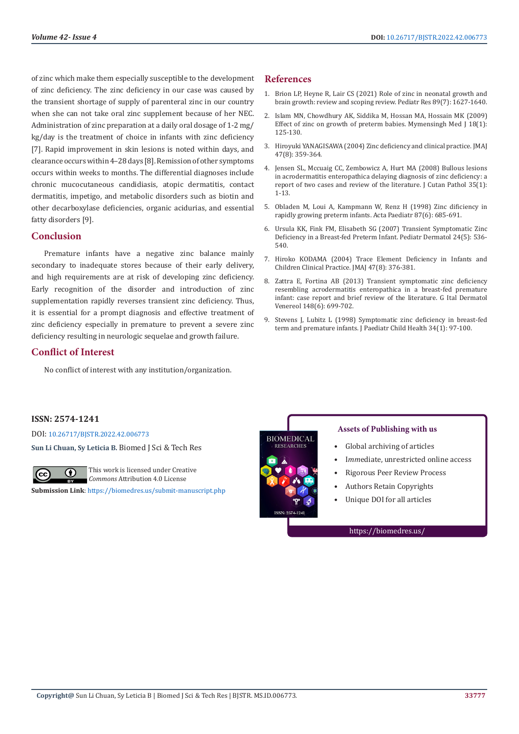of zinc which make them especially susceptible to the development of zinc deficiency. The zinc deficiency in our case was caused by the transient shortage of supply of parenteral zinc in our country when she can not take oral zinc supplement because of her NEC. Administration of zinc preparation at a daily oral dosage of 1-2 mg/kg/day is the treatment of choice in infants with zinc deficiency [7]. Rapid improvement in skin lesions is noted within days, and clearance occurs within 4–28 days [8]. Remission of other symptoms occurs within weeks to months. The differential diagnoses include chronic mucocutaneous candidiasis, atopic dermatitis, contact dermatitis, impetigo, and metabolic disorders such as biotin and other decarboxylase deficiencies, organic acidurias, and essential fatty disorders [9].

## Conclusion

Premature infants have a negative zinc balance mainly secondary to inadequate stores because of their early delivery, and high requirements are at risk of developing zinc deficiency. Early recognition of the disorder and introduction of zinc supplementation rapidly reverses transient zinc deficiency. Thus, it is essential for a prompt diagnosis and effective treatment of zinc deficiency especially in premature to prevent a severe zinc deficiency resulting in neurologic sequelae and growth failure.

## Conflict of Interest

No conflict of interest with any institution/organization.

## References

1. Brion LP, Heyne R, Lair CS (2021) Role of zinc in neonatal growth and brain growth: review and scoping review. Pediatr Res 89(7): 1627-1640.
2. Islam MN, Chowdhury AK, Siddika M, Hossan MA, Hossain MK (2009) Effect of zinc on growth of preterm babies. Mymensingh Med J 18(1): 125-130.
3. Hiroyuki YANAGISAWA (2004) Zinc deficiency and clinical practice. JMAJ 47(8): 359-364.
4. Jensen SL, Mccuaig CC, Zembowicz A, Hurt MA (2008) Bullous lesions in acrodermatitis enteropathica delaying diagnosis of zinc deficiency: a report of two cases and review of the literature. J Cutan Pathol 35(1): 1-13.
5. Obladen M, Loui A, Kampmann W, Renz H (1998) Zinc dificiency in rapidly growing preterm infants. Acta Paediatr 87(6): 685-691.
6. Ursula KK, Fink FM, Elisabeth SG (2007) Transient Symptomatic Zinc Deficiency in a Breast-fed Preterm Infant. Pediatr Dermatol 24(5): 536-540.
7. Hiroko KODAMA (2004) Trace Element Deficiency in Infants and Children Clinical Practice. JMAJ 47(8): 376-381.
8. Zattra E, Fortina AB (2013) Transient symptomatic zinc deficiency resembling acrodermatitis enteropathica in a breast-fed premature infant: case report and brief review of the literature. G Ital Dermatol Venereol 148(6): 699-702.
9. Stevens J, Lubitz L (1998) Symptomatic zinc deficiency in breast-fed term and premature infants. J Paediatr Child Health 34(1): 97-100.

**ISSN: 2574-1241**

DOI: 10.26717/BJSTR.2022.42.006773

**Sun Li Chuan, Sy Leticia B.** Biomed J Sci & Tech Res

This work is licensed under Creative *Commons* Attribution 4.0 License

**Submission Link**: https://biomedres.us/submit-manuscript.php

**Assets of Publishing with us**

- Global archiving of articles
- Immediate, unrestricted online access
- Rigorous Peer Review Process
- Authors Retain Copyrights
- Unique DOI for all articles

https://biomedres.us/